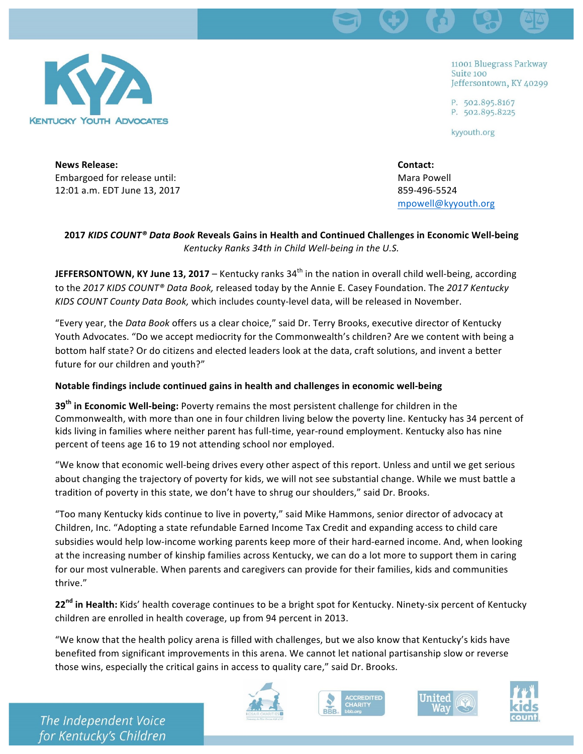KENTUCKY YOUTH ADVOCATES

11001 Bluegrass Parkway
Suite 100
Jeffersontown, KY 40299

P. 502.895.8167
P. 502.895.8225

kyyouth.org

**News Release:**
Embargoed for release until:
12:01 a.m. EDT June 13, 2017

**Contact:**
Mara Powell
859-496-5524
mpowell@kyyouth.org

## 2017 *KIDS COUNT® Data Book* Reveals Gains in Health and Continued Challenges in Economic Well-being

*Kentucky Ranks 34th in Child Well-being in the U.S.*

**JEFFERSONTOWN, KY June 13, 2017** – Kentucky ranks 34th in the nation in overall child well-being, according to the *2017 KIDS COUNT® Data Book,* released today by the Annie E. Casey Foundation. The *2017 Kentucky KIDS COUNT County Data Book,* which includes county-level data, will be released in November.

"Every year, the *Data Book* offers us a clear choice," said Dr. Terry Brooks, executive director of Kentucky Youth Advocates. "Do we accept mediocrity for the Commonwealth's children? Are we content with being a bottom half state? Or do citizens and elected leaders look at the data, craft solutions, and invent a better future for our children and youth?"

**Notable findings include continued gains in health and challenges in economic well-being**

**39th in Economic Well-being:** Poverty remains the most persistent challenge for children in the Commonwealth, with more than one in four children living below the poverty line. Kentucky has 34 percent of kids living in families where neither parent has full-time, year-round employment. Kentucky also has nine percent of teens age 16 to 19 not attending school nor employed.

"We know that economic well-being drives every other aspect of this report. Unless and until we get serious about changing the trajectory of poverty for kids, we will not see substantial change. While we must battle a tradition of poverty in this state, we don't have to shrug our shoulders," said Dr. Brooks.

"Too many Kentucky kids continue to live in poverty," said Mike Hammons, senior director of advocacy at Children, Inc. "Adopting a state refundable Earned Income Tax Credit and expanding access to child care subsidies would help low-income working parents keep more of their hard-earned income. And, when looking at the increasing number of kinship families across Kentucky, we can do a lot more to support them in caring for our most vulnerable. When parents and caregivers can provide for their families, kids and communities thrive."

**22nd in Health:** Kids' health coverage continues to be a bright spot for Kentucky. Ninety-six percent of Kentucky children are enrolled in health coverage, up from 94 percent in 2013.

"We know that the health policy arena is filled with challenges, but we also know that Kentucky's kids have benefited from significant improvements in this arena. We cannot let national partisanship slow or reverse those wins, especially the critical gains in access to quality care," said Dr. Brooks.

*The Independent Voice for Kentucky's Children*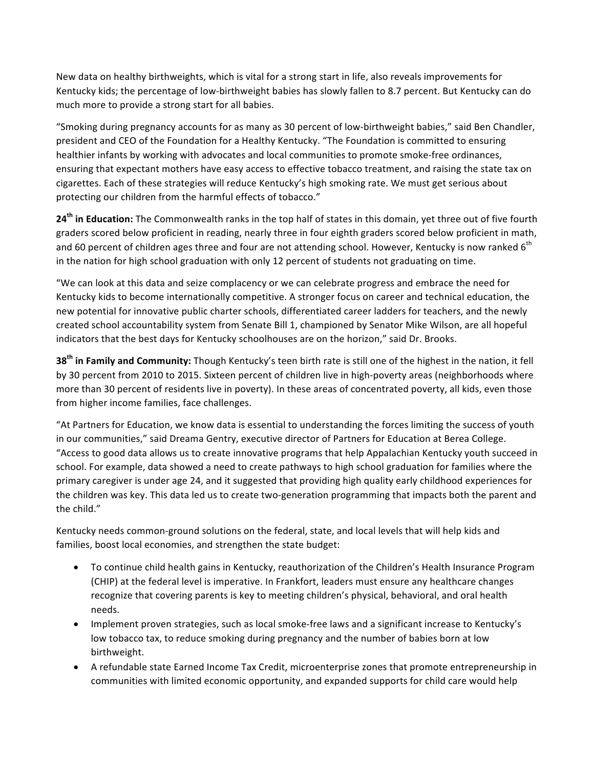New data on healthy birthweights, which is vital for a strong start in life, also reveals improvements for Kentucky kids; the percentage of low-birthweight babies has slowly fallen to 8.7 percent. But Kentucky can do much more to provide a strong start for all babies.

"Smoking during pregnancy accounts for as many as 30 percent of low-birthweight babies," said Ben Chandler, president and CEO of the Foundation for a Healthy Kentucky. "The Foundation is committed to ensuring healthier infants by working with advocates and local communities to promote smoke-free ordinances, ensuring that expectant mothers have easy access to effective tobacco treatment, and raising the state tax on cigarettes. Each of these strategies will reduce Kentucky's high smoking rate. We must get serious about protecting our children from the harmful effects of tobacco."

**24th in Education:** The Commonwealth ranks in the top half of states in this domain, yet three out of five fourth graders scored below proficient in reading, nearly three in four eighth graders scored below proficient in math, and 60 percent of children ages three and four are not attending school. However, Kentucky is now ranked 6th in the nation for high school graduation with only 12 percent of students not graduating on time.

"We can look at this data and seize complacency or we can celebrate progress and embrace the need for Kentucky kids to become internationally competitive. A stronger focus on career and technical education, the new potential for innovative public charter schools, differentiated career ladders for teachers, and the newly created school accountability system from Senate Bill 1, championed by Senator Mike Wilson, are all hopeful indicators that the best days for Kentucky schoolhouses are on the horizon," said Dr. Brooks.

**38th in Family and Community:** Though Kentucky's teen birth rate is still one of the highest in the nation, it fell by 30 percent from 2010 to 2015. Sixteen percent of children live in high-poverty areas (neighborhoods where more than 30 percent of residents live in poverty). In these areas of concentrated poverty, all kids, even those from higher income families, face challenges.

"At Partners for Education, we know data is essential to understanding the forces limiting the success of youth in our communities," said Dreama Gentry, executive director of Partners for Education at Berea College. "Access to good data allows us to create innovative programs that help Appalachian Kentucky youth succeed in school. For example, data showed a need to create pathways to high school graduation for families where the primary caregiver is under age 24, and it suggested that providing high quality early childhood experiences for the children was key. This data led us to create two-generation programming that impacts both the parent and the child."

Kentucky needs common-ground solutions on the federal, state, and local levels that will help kids and families, boost local economies, and strengthen the state budget:

- To continue child health gains in Kentucky, reauthorization of the Children's Health Insurance Program (CHIP) at the federal level is imperative. In Frankfort, leaders must ensure any healthcare changes recognize that covering parents is key to meeting children's physical, behavioral, and oral health needs.
- Implement proven strategies, such as local smoke-free laws and a significant increase to Kentucky's low tobacco tax, to reduce smoking during pregnancy and the number of babies born at low birthweight.
- A refundable state Earned Income Tax Credit, microenterprise zones that promote entrepreneurship in communities with limited economic opportunity, and expanded supports for child care would help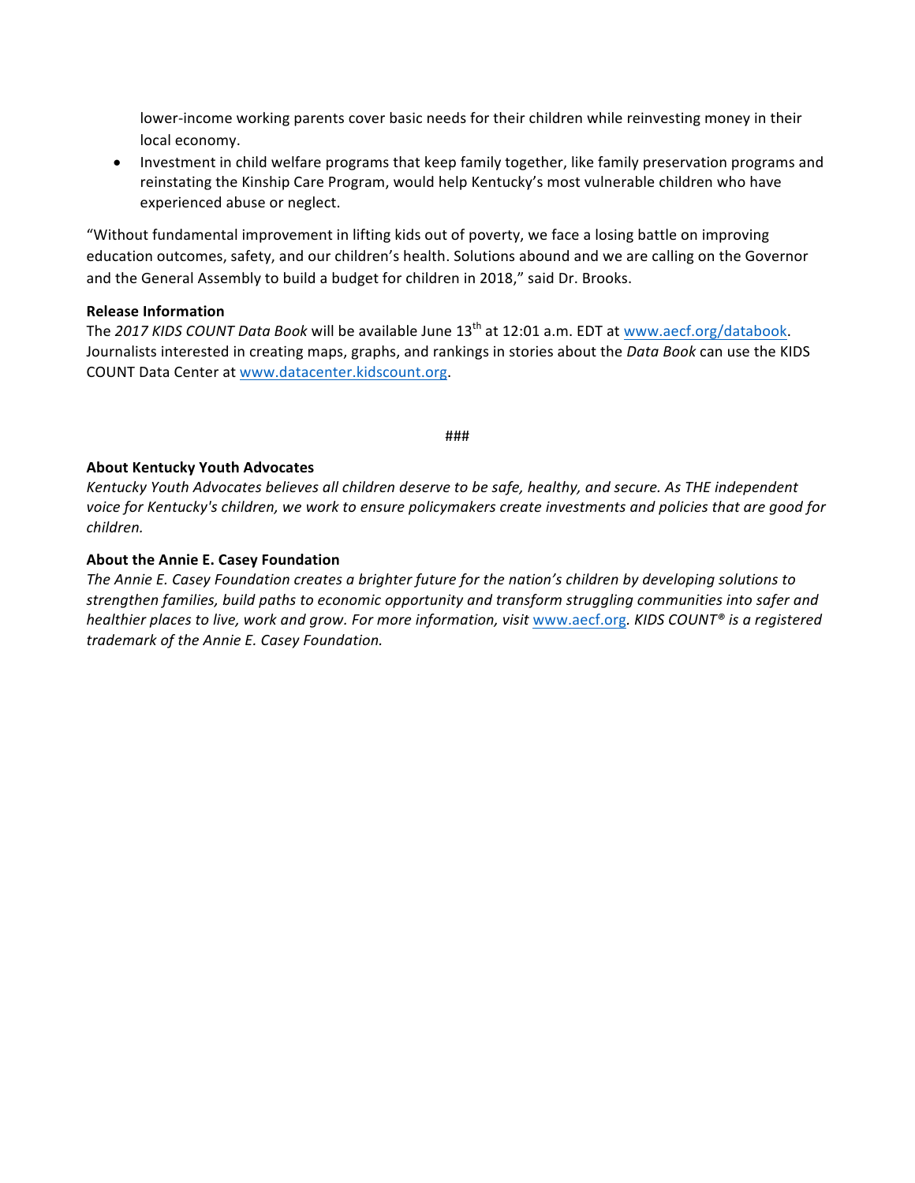lower-income working parents cover basic needs for their children while reinvesting money in their local economy.

- Investment in child welfare programs that keep family together, like family preservation programs and reinstating the Kinship Care Program, would help Kentucky's most vulnerable children who have experienced abuse or neglect.

"Without fundamental improvement in lifting kids out of poverty, we face a losing battle on improving education outcomes, safety, and our children's health. Solutions abound and we are calling on the Governor and the General Assembly to build a budget for children in 2018," said Dr. Brooks.

**Release Information**
The *2017 KIDS COUNT Data Book* will be available June 13th at 12:01 a.m. EDT at www.aecf.org/databook. Journalists interested in creating maps, graphs, and rankings in stories about the *Data Book* can use the KIDS COUNT Data Center at www.datacenter.kidscount.org.

###

**About Kentucky Youth Advocates**
*Kentucky Youth Advocates believes all children deserve to be safe, healthy, and secure. As THE independent voice for Kentucky's children, we work to ensure policymakers create investments and policies that are good for children.*

**About the Annie E. Casey Foundation**
*The Annie E. Casey Foundation creates a brighter future for the nation's children by developing solutions to strengthen families, build paths to economic opportunity and transform struggling communities into safer and healthier places to live, work and grow. For more information, visit* www.aecf.org. *KIDS COUNT® is a registered trademark of the Annie E. Casey Foundation.*